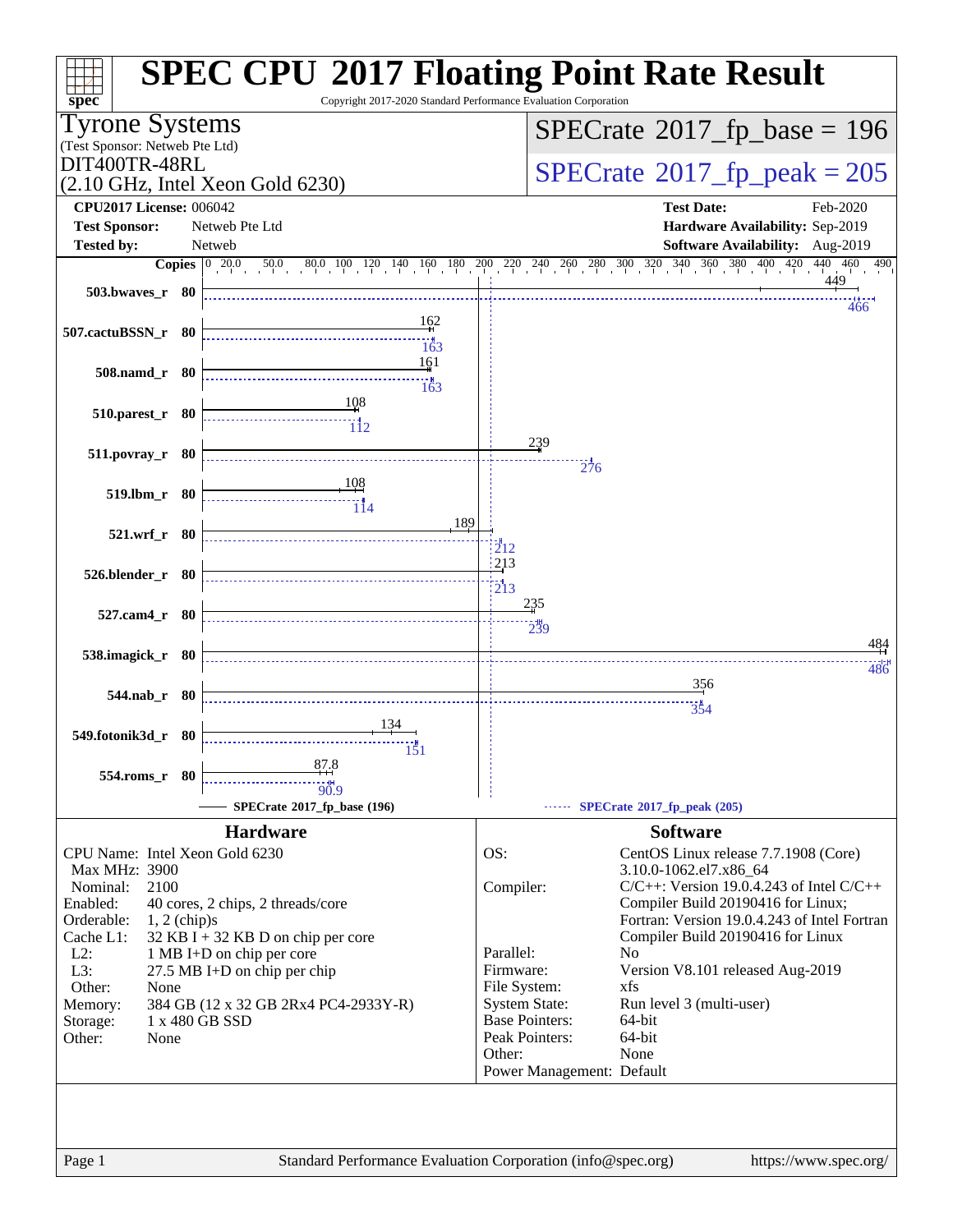# SPEC CPU 2017 Floating Point Rate Result

Copyright 2017-2020 Standard Performance Evaluation Corporation

**Tyrone Systems**
(Test Sponsor: Netweb Pte Ltd)

**DIT400TR-48RL**
(2.10 GHz, Intel Xeon Gold 6230)

**SPECrate 2017_fp_base = 196**

**SPECrate 2017_fp_peak = 205**

| | | | |
|---|---|---|---|
| **CPU2017 License:** | 006042 | **Test Date:** | Feb-2020 |
| **Test Sponsor:** | Netweb Pte Ltd | **Hardware Availability:** | Sep-2019 |
| **Tested by:** | Netweb | **Software Availability:** | Aug-2019 |

| Benchmark | Copies | Base | Peak |
|---|---|---|---|
| 503.bwaves_r | 80 | 449 | 466 |
| 507.cactuBSSN_r | 80 | 162 | 163 |
| 508.namd_r | 80 | 161 | 163 |
| 510.parest_r | 80 | 108 | 112 |
| 511.povray_r | 80 | 239 | 276 |
| 519.lbm_r | 80 | 108 | 114 |
| 521.wrf_r | 80 | 189 | 212 |
| 526.blender_r | 80 | 213 | 213 |
| 527.cam4_r | 80 | 235 | 239 |
| 538.imagick_r | 80 | 484 | 486 |
| 544.nab_r | 80 | 356 | 354 |
| 549.fotonik3d_r | 80 | 134 | 151 |
| 554.roms_r | 80 | 87.8 | 90.9 |

SPECrate 2017_fp_base (196) — SPECrate 2017_fp_peak (205)

## Hardware

| | |
|---|---|
| CPU Name: | Intel Xeon Gold 6230 |
| Max MHz: | 3900 |
| Nominal: | 2100 |
| Enabled: | 40 cores, 2 chips, 2 threads/core |
| Orderable: | 1, 2 (chip)s |
| Cache L1: | 32 KB I + 32 KB D on chip per core |
| L2: | 1 MB I+D on chip per core |
| L3: | 27.5 MB I+D on chip per chip |
| Other: | None |
| Memory: | 384 GB (12 x 32 GB 2Rx4 PC4-2933Y-R) |
| Storage: | 1 x 480 GB SSD |
| Other: | None |

## Software

| | |
|---|---|
| OS: | CentOS Linux release 7.7.1908 (Core) 3.10.0-1062.el7.x86_64 |
| Compiler: | C/C++: Version 19.0.4.243 of Intel C/C++ Compiler Build 20190416 for Linux; Fortran: Version 19.0.4.243 of Intel Fortran Compiler Build 20190416 for Linux |
| Parallel: | No |
| Firmware: | Version V8.101 released Aug-2019 |
| File System: | xfs |
| System State: | Run level 3 (multi-user) |
| Base Pointers: | 64-bit |
| Peak Pointers: | 64-bit |
| Other: | None |
| Power Management: | Default |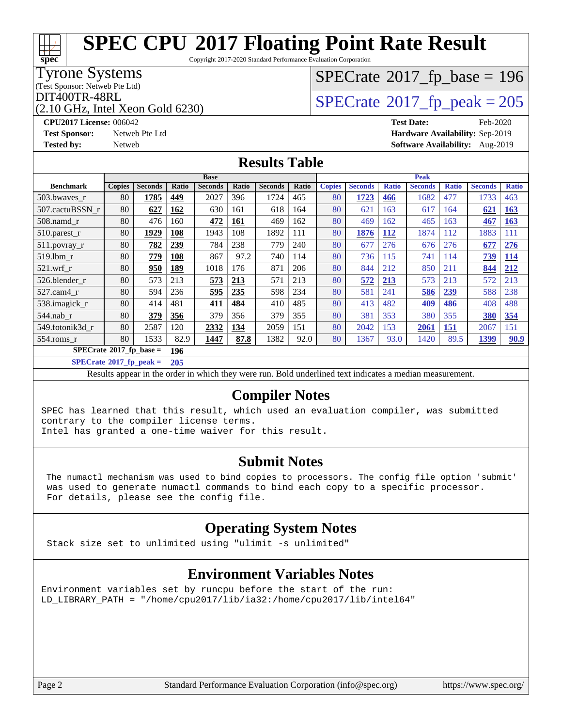# SPEC CPU 2017 Floating Point Rate Result

Copyright 2017-2020 Standard Performance Evaluation Corporation

**Tyrone Systems**
(Test Sponsor: Netweb Pte Ltd)
DIT400TR-48RL
(2.10 GHz, Intel Xeon Gold 6230)

SPECrate 2017_fp_base = 196

SPECrate 2017_fp_peak = 205

**CPU2017 License:** 006042
**Test Sponsor:** Netweb Pte Ltd
**Tested by:** Netweb

**Test Date:** Feb-2020
**Hardware Availability:** Sep-2019
**Software Availability:** Aug-2019

## Results Table

| Benchmark | Base | | | | | | | Peak | | | | | | |
|---|---|---|---|---|---|---|---|---|---|---|---|---|---|---|
| | Copies | Seconds | Ratio | Seconds | Ratio | Seconds | Ratio | Copies | Seconds | Ratio | Seconds | Ratio | Seconds | Ratio |
| 503.bwaves_r | 80 | **1785** | **449** | 2027 | 396 | 1724 | 465 | 80 | **1723** | **466** | 1682 | 477 | 1733 | 463 |
| 507.cactuBSSN_r | 80 | **627** | **162** | 630 | 161 | 618 | 164 | 80 | 621 | 163 | 617 | 164 | **621** | **163** |
| 508.namd_r | 80 | 476 | 160 | **472** | **161** | 469 | 162 | 80 | 469 | 162 | 465 | 163 | **467** | **163** |
| 510.parest_r | 80 | **1929** | **108** | 1943 | 108 | 1892 | 111 | 80 | **1876** | **112** | 1874 | 112 | 1883 | 111 |
| 511.povray_r | 80 | **782** | **239** | 784 | 238 | 779 | 240 | 80 | 677 | 276 | 676 | 276 | **677** | **276** |
| 519.lbm_r | 80 | **779** | **108** | 867 | 97.2 | 740 | 114 | 80 | 736 | 115 | 741 | 114 | **739** | **114** |
| 521.wrf_r | 80 | **950** | **189** | 1018 | 176 | 871 | 206 | 80 | 844 | 212 | 850 | 211 | **844** | **212** |
| 526.blender_r | 80 | 573 | 213 | **573** | **213** | 571 | 213 | 80 | **572** | **213** | 573 | 213 | 572 | 213 |
| 527.cam4_r | 80 | 594 | 236 | **595** | **235** | 598 | 234 | 80 | 581 | 241 | **586** | **239** | 588 | 238 |
| 538.imagick_r | 80 | 414 | 481 | **411** | **484** | 410 | 485 | 80 | 413 | 482 | **409** | **486** | 408 | 488 |
| 544.nab_r | 80 | **379** | **356** | 379 | 356 | 379 | 355 | 80 | 381 | 353 | 380 | 355 | **380** | **354** |
| 549.fotonik3d_r | 80 | 2587 | 120 | **2332** | **134** | 2059 | 151 | 80 | 2042 | 153 | **2061** | **151** | 2067 | 151 |
| 554.roms_r | 80 | 1533 | 82.9 | **1447** | **87.8** | 1382 | 92.0 | 80 | 1367 | 93.0 | 1420 | 89.5 | **1399** | **90.9** |

**SPECrate 2017_fp_base = 196**

**SPECrate 2017_fp_peak = 205**

Results appear in the order in which they were run. Bold underlined text indicates a median measurement.

## Compiler Notes

```
SPEC has learned that this result, which used an evaluation compiler, was submitted
contrary to the compiler license terms.
Intel has granted a one-time waiver for this result.
```

## Submit Notes

```
The numactl mechanism was used to bind copies to processors. The config file option 'submit'
was used to generate numactl commands to bind each copy to a specific processor.
For details, please see the config file.
```

## Operating System Notes

```
Stack size set to unlimited using "ulimit -s unlimited"
```

## Environment Variables Notes

```
Environment variables set by runcpu before the start of the run:
LD_LIBRARY_PATH = "/home/cpu2017/lib/ia32:/home/cpu2017/lib/intel64"
```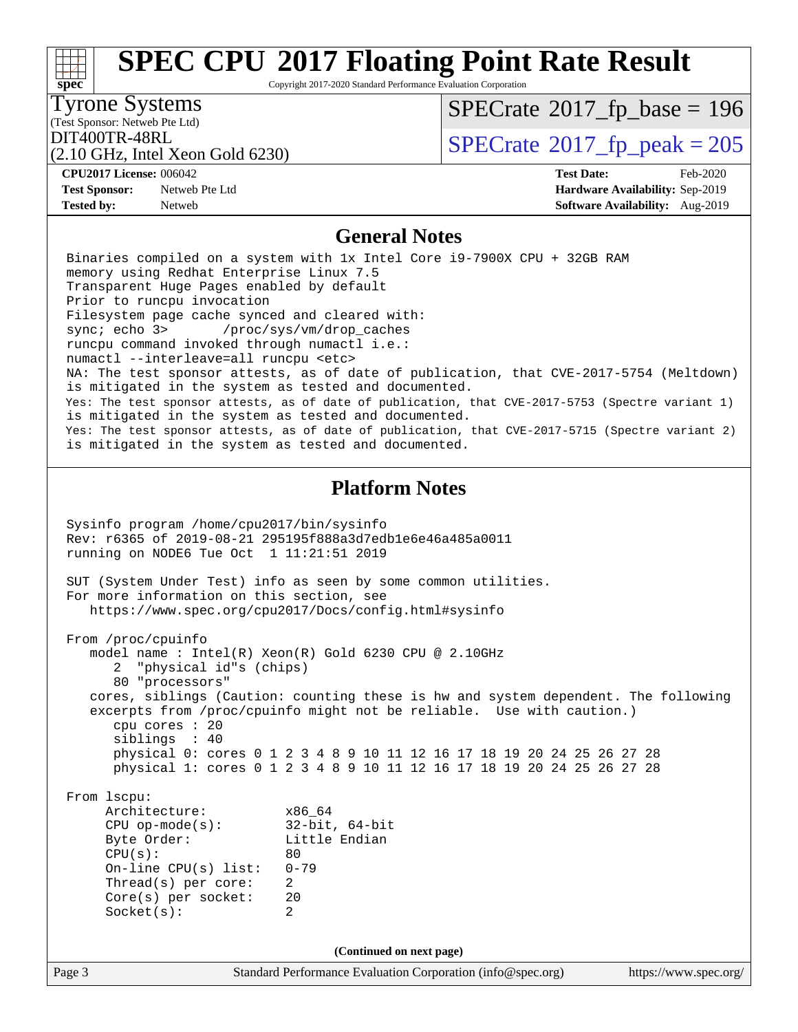# SPEC CPU 2017 Floating Point Rate Result

Copyright 2017-2020 Standard Performance Evaluation Corporation

**Tyrone Systems**
(Test Sponsor: Netweb Pte Ltd)
DIT400TR-48RL
(2.10 GHz, Intel Xeon Gold 6230)

SPECrate 2017_fp_base = 196
SPECrate 2017_fp_peak = 205

**CPU2017 License:** 006042
**Test Sponsor:** Netweb Pte Ltd
**Tested by:** Netweb

**Test Date:** Feb-2020
**Hardware Availability:** Sep-2019
**Software Availability:** Aug-2019

## General Notes

```
Binaries compiled on a system with 1x Intel Core i9-7900X CPU + 32GB RAM
memory using Redhat Enterprise Linux 7.5
Transparent Huge Pages enabled by default
Prior to runcpu invocation
Filesystem page cache synced and cleared with:
sync; echo 3>       /proc/sys/vm/drop_caches
runcpu command invoked through numactl i.e.:
numactl --interleave=all runcpu <etc>
NA: The test sponsor attests, as of date of publication, that CVE-2017-5754 (Meltdown)
is mitigated in the system as tested and documented.
Yes: The test sponsor attests, as of date of publication, that CVE-2017-5753 (Spectre variant 1)
is mitigated in the system as tested and documented.
Yes: The test sponsor attests, as of date of publication, that CVE-2017-5715 (Spectre variant 2)
is mitigated in the system as tested and documented.
```

## Platform Notes

```
Sysinfo program /home/cpu2017/bin/sysinfo
Rev: r6365 of 2019-08-21 295195f888a3d7edb1e6e46a485a0011
running on NODE6 Tue Oct  1 11:21:51 2019

SUT (System Under Test) info as seen by some common utilities.
For more information on this section, see
   https://www.spec.org/cpu2017/Docs/config.html#sysinfo

From /proc/cpuinfo
   model name : Intel(R) Xeon(R) Gold 6230 CPU @ 2.10GHz
      2  "physical id"s (chips)
      80 "processors"
   cores, siblings (Caution: counting these is hw and system dependent. The following
   excerpts from /proc/cpuinfo might not be reliable.  Use with caution.)
      cpu cores : 20
      siblings  : 40
      physical 0: cores 0 1 2 3 4 8 9 10 11 12 16 17 18 19 20 24 25 26 27 28
      physical 1: cores 0 1 2 3 4 8 9 10 11 12 16 17 18 19 20 24 25 26 27 28

From lscpu:
     Architecture:          x86_64
     CPU op-mode(s):        32-bit, 64-bit
     Byte Order:            Little Endian
     CPU(s):                80
     On-line CPU(s) list:   0-79
     Thread(s) per core:    2
     Core(s) per socket:    20
     Socket(s):             2
```

**(Continued on next page)**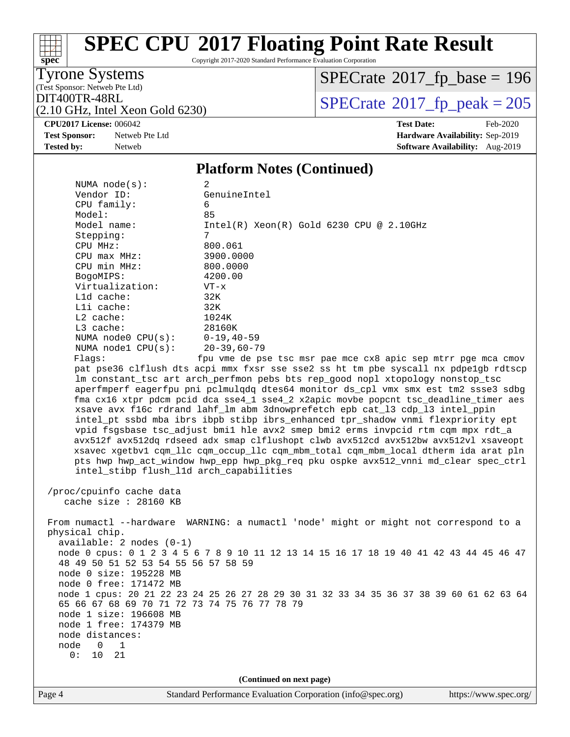# SPEC CPU 2017 Floating Point Rate Result

Copyright 2017-2020 Standard Performance Evaluation Corporation

Tyrone Systems
(Test Sponsor: Netweb Pte Ltd)
DIT400TR-48RL
(2.10 GHz, Intel Xeon Gold 6230)

SPECrate 2017_fp_base = 196
SPECrate 2017_fp_peak = 205

**CPU2017 License:** 006042
**Test Sponsor:** Netweb Pte Ltd
**Tested by:** Netweb
**Test Date:** Feb-2020
**Hardware Availability:** Sep-2019
**Software Availability:** Aug-2019

## Platform Notes (Continued)

```
    NUMA node(s):          2
    Vendor ID:             GenuineIntel
    CPU family:            6
    Model:                 85
    Model name:            Intel(R) Xeon(R) Gold 6230 CPU @ 2.10GHz
    Stepping:              7
    CPU MHz:               800.061
    CPU max MHz:           3900.0000
    CPU min MHz:           800.0000
    BogoMIPS:              4200.00
    Virtualization:        VT-x
    L1d cache:             32K
    L1i cache:             32K
    L2 cache:              1024K
    L3 cache:              28160K
    NUMA node0 CPU(s):     0-19,40-59
    NUMA node1 CPU(s):     20-39,60-79
    Flags:                fpu vme de pse tsc msr pae mce cx8 apic sep mtrr pge mca cmov
    pat pse36 clflush dts acpi mmx fxsr sse sse2 ss ht tm pbe syscall nx pdpe1gb rdtscp
    lm constant_tsc art arch_perfmon pebs bts rep_good nopl xtopology nonstop_tsc
    aperfmperf eagerfpu pni pclmulqdq dtes64 monitor ds_cpl vmx smx est tm2 ssse3 sdbg
    fma cx16 xtpr pdcm pcid dca sse4_1 sse4_2 x2apic movbe popcnt tsc_deadline_timer aes
    xsave avx f16c rdrand lahf_lm abm 3dnowprefetch epb cat_l3 cdp_l3 intel_ppin
    intel_pt ssbd mba ibrs ibpb stibp ibrs_enhanced tpr_shadow vnmi flexpriority ept
    vpid fsgsbase tsc_adjust bmi1 hle avx2 smep bmi2 erms invpcid rtm cqm mpx rdt_a
    avx512f avx512dq rdseed adx smap clflushopt clwb avx512cd avx512bw avx512vl xsaveopt
    xsavec xgetbv1 cqm_llc cqm_occup_llc cqm_mbm_total cqm_mbm_local dtherm ida arat pln
    pts hwp hwp_act_window hwp_epp hwp_pkg_req pku ospke avx512_vnni md_clear spec_ctrl
    intel_stibp flush_l1d arch_capabilities

 /proc/cpuinfo cache data
    cache size : 28160 KB

 From numactl --hardware  WARNING: a numactl 'node' might or might not correspond to a
 physical chip.
   available: 2 nodes (0-1)
   node 0 cpus: 0 1 2 3 4 5 6 7 8 9 10 11 12 13 14 15 16 17 18 19 40 41 42 43 44 45 46 47
   48 49 50 51 52 53 54 55 56 57 58 59
   node 0 size: 195228 MB
   node 0 free: 171472 MB
   node 1 cpus: 20 21 22 23 24 25 26 27 28 29 30 31 32 33 34 35 36 37 38 39 60 61 62 63 64
   65 66 67 68 69 70 71 72 73 74 75 76 77 78 79
   node 1 size: 196608 MB
   node 1 free: 174379 MB
   node distances:
   node   0   1
     0:  10  21
```

(Continued on next page)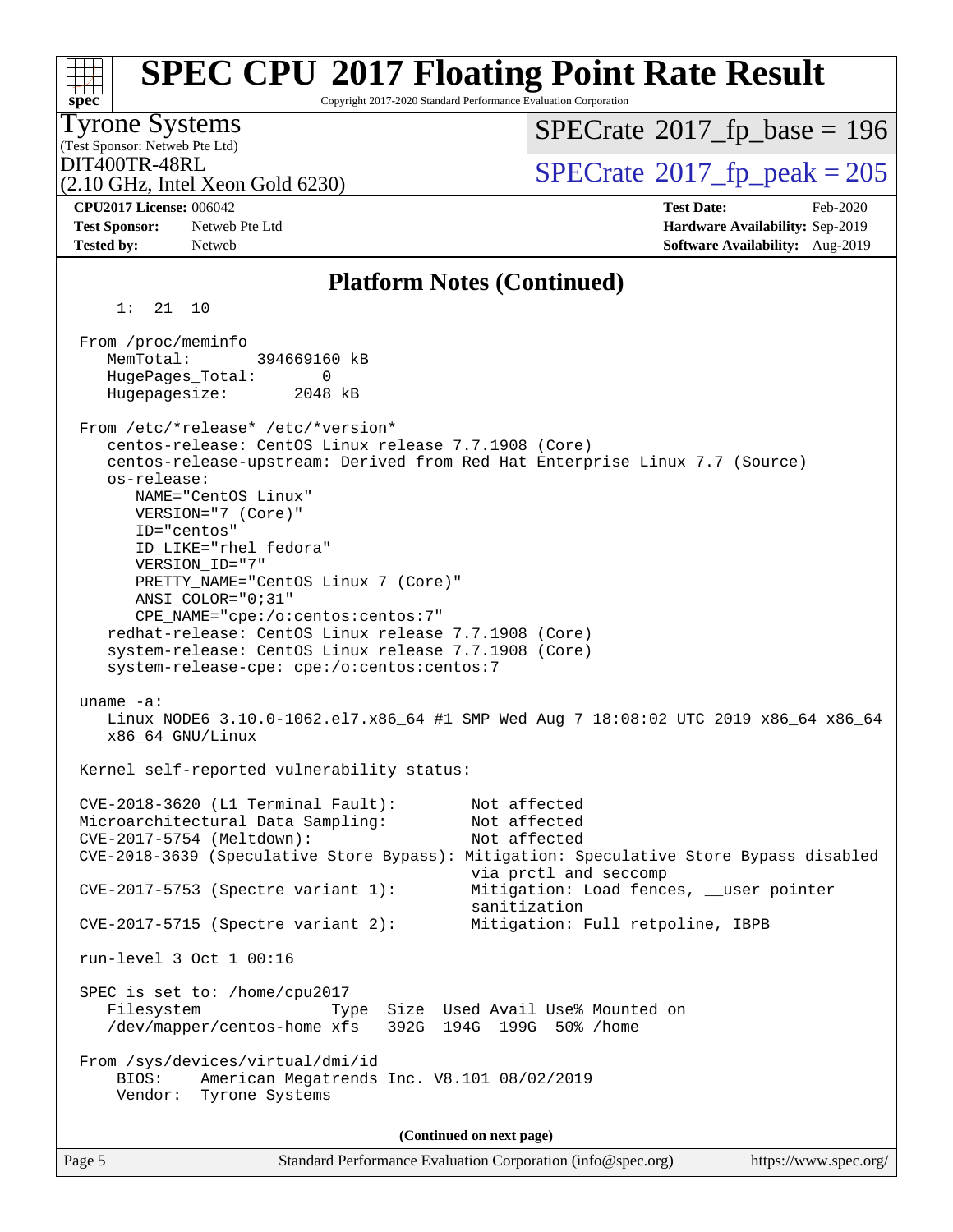## Platform Notes (Continued)

```
     1:  21  10

  From /proc/meminfo
     MemTotal:       394669160 kB
     HugePages_Total:       0
     Hugepagesize:       2048 kB

  From /etc/*release* /etc/*version*
     centos-release: CentOS Linux release 7.7.1908 (Core)
     centos-release-upstream: Derived from Red Hat Enterprise Linux 7.7 (Source)
     os-release:
        NAME="CentOS Linux"
        VERSION="7 (Core)"
        ID="centos"
        ID_LIKE="rhel fedora"
        VERSION_ID="7"
        PRETTY_NAME="CentOS Linux 7 (Core)"
        ANSI_COLOR="0;31"
        CPE_NAME="cpe:/o:centos:centos:7"
     redhat-release: CentOS Linux release 7.7.1908 (Core)
     system-release: CentOS Linux release 7.7.1908 (Core)
     system-release-cpe: cpe:/o:centos:centos:7

  uname -a:
     Linux NODE6 3.10.0-1062.el7.x86_64 #1 SMP Wed Aug 7 18:08:02 UTC 2019 x86_64 x86_64
     x86_64 GNU/Linux

  Kernel self-reported vulnerability status:

  CVE-2018-3620 (L1 Terminal Fault):         Not affected
  Microarchitectural Data Sampling:          Not affected
  CVE-2017-5754 (Meltdown):                  Not affected
  CVE-2018-3639 (Speculative Store Bypass): Mitigation: Speculative Store Bypass disabled
                                             via prctl and seccomp
  CVE-2017-5753 (Spectre variant 1):         Mitigation: Load fences, __user pointer
                                             sanitization
  CVE-2017-5715 (Spectre variant 2):         Mitigation: Full retpoline, IBPB

  run-level 3 Oct 1 00:16

  SPEC is set to: /home/cpu2017
     Filesystem                Type  Size  Used Avail Use% Mounted on
     /dev/mapper/centos-home xfs   392G  194G  199G  50% /home

  From /sys/devices/virtual/dmi/id
      BIOS:    American Megatrends Inc. V8.101 08/02/2019
      Vendor:  Tyrone Systems
```

(Continued on next page)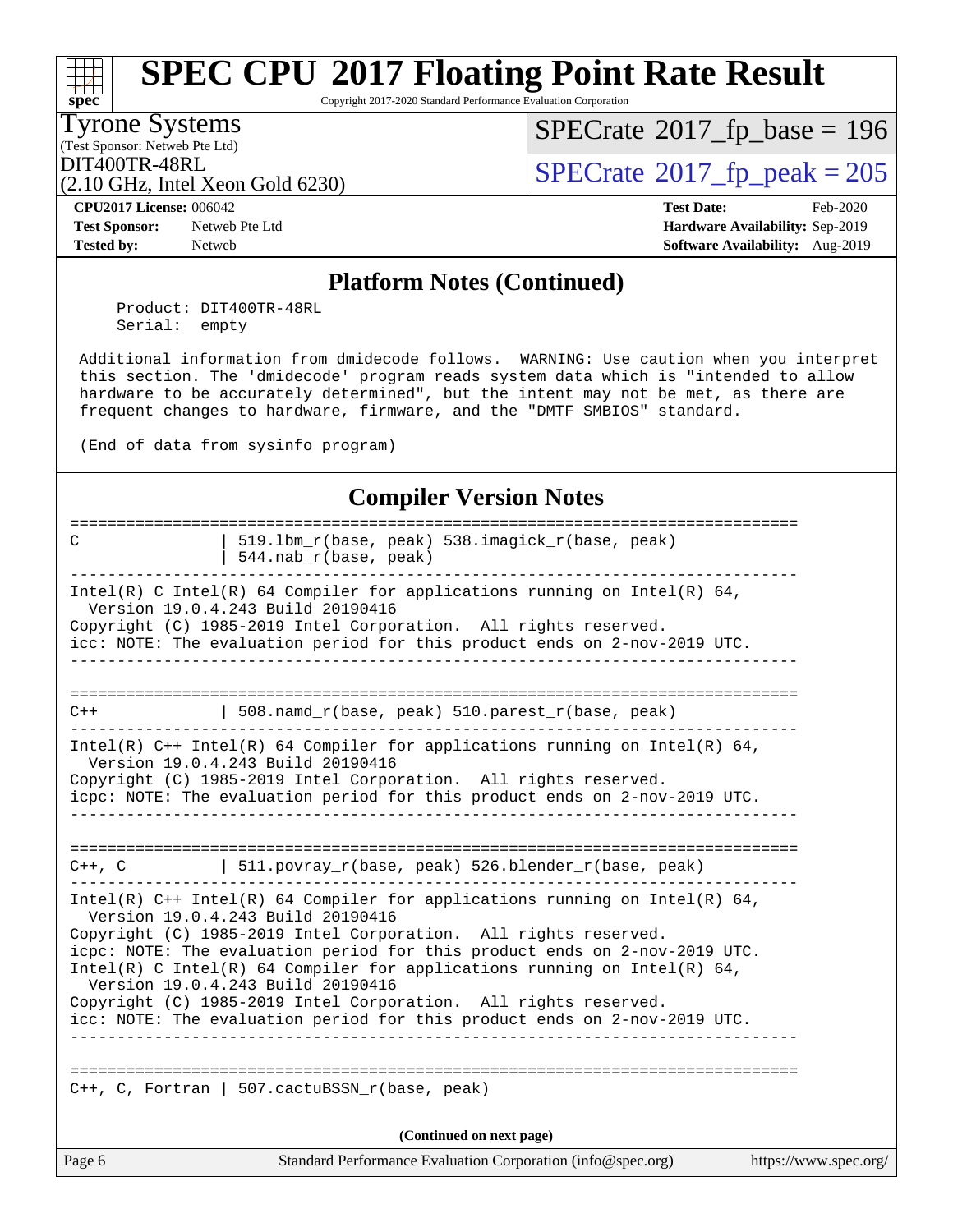## Platform Notes (Continued)

```
     Product: DIT400TR-48RL
     Serial:  empty

 Additional information from dmidecode follows.  WARNING: Use caution when you interpret
 this section. The 'dmidecode' program reads system data which is "intended to allow
 hardware to be accurately determined", but the intent may not be met, as there are
 frequent changes to hardware, firmware, and the "DMTF SMBIOS" standard.

 (End of data from sysinfo program)
```

## Compiler Version Notes

```
==============================================================================
C               | 519.lbm_r(base, peak) 538.imagick_r(base, peak)
                | 544.nab_r(base, peak)
------------------------------------------------------------------------------
Intel(R) C Intel(R) 64 Compiler for applications running on Intel(R) 64,
  Version 19.0.4.243 Build 20190416
Copyright (C) 1985-2019 Intel Corporation.  All rights reserved.
icc: NOTE: The evaluation period for this product ends on 2-nov-2019 UTC.
------------------------------------------------------------------------------

==============================================================================
C++             | 508.namd_r(base, peak) 510.parest_r(base, peak)
------------------------------------------------------------------------------
Intel(R) C++ Intel(R) 64 Compiler for applications running on Intel(R) 64,
  Version 19.0.4.243 Build 20190416
Copyright (C) 1985-2019 Intel Corporation.  All rights reserved.
icpc: NOTE: The evaluation period for this product ends on 2-nov-2019 UTC.
------------------------------------------------------------------------------

==============================================================================
C++, C          | 511.povray_r(base, peak) 526.blender_r(base, peak)
------------------------------------------------------------------------------
Intel(R) C++ Intel(R) 64 Compiler for applications running on Intel(R) 64,
  Version 19.0.4.243 Build 20190416
Copyright (C) 1985-2019 Intel Corporation.  All rights reserved.
icpc: NOTE: The evaluation period for this product ends on 2-nov-2019 UTC.
Intel(R) C Intel(R) 64 Compiler for applications running on Intel(R) 64,
  Version 19.0.4.243 Build 20190416
Copyright (C) 1985-2019 Intel Corporation.  All rights reserved.
icc: NOTE: The evaluation period for this product ends on 2-nov-2019 UTC.
------------------------------------------------------------------------------

==============================================================================
C++, C, Fortran | 507.cactuBSSN_r(base, peak)
```

(Continued on next page)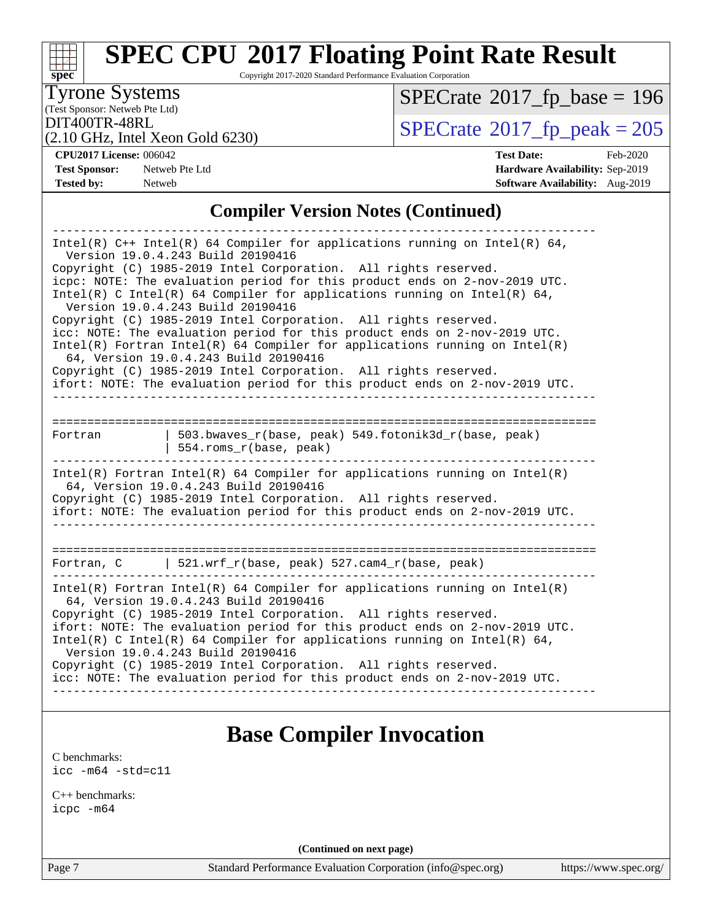## Compiler Version Notes (Continued)

```
==============================================================================
Intel(R) C++ Intel(R) 64 Compiler for applications running on Intel(R) 64,
  Version 19.0.4.243 Build 20190416
Copyright (C) 1985-2019 Intel Corporation.  All rights reserved.
icpc: NOTE: The evaluation period for this product ends on 2-nov-2019 UTC.
Intel(R) C Intel(R) 64 Compiler for applications running on Intel(R) 64,
  Version 19.0.4.243 Build 20190416
Copyright (C) 1985-2019 Intel Corporation.  All rights reserved.
icc: NOTE: The evaluation period for this product ends on 2-nov-2019 UTC.
Intel(R) Fortran Intel(R) 64 Compiler for applications running on Intel(R)
  64, Version 19.0.4.243 Build 20190416
Copyright (C) 1985-2019 Intel Corporation.  All rights reserved.
ifort: NOTE: The evaluation period for this product ends on 2-nov-2019 UTC.
------------------------------------------------------------------------------

==============================================================================
Fortran         | 503.bwaves_r(base, peak) 549.fotonik3d_r(base, peak)
                | 554.roms_r(base, peak)
------------------------------------------------------------------------------
Intel(R) Fortran Intel(R) 64 Compiler for applications running on Intel(R)
  64, Version 19.0.4.243 Build 20190416
Copyright (C) 1985-2019 Intel Corporation.  All rights reserved.
ifort: NOTE: The evaluation period for this product ends on 2-nov-2019 UTC.
------------------------------------------------------------------------------

==============================================================================
Fortran, C      | 521.wrf_r(base, peak) 527.cam4_r(base, peak)
------------------------------------------------------------------------------
Intel(R) Fortran Intel(R) 64 Compiler for applications running on Intel(R)
  64, Version 19.0.4.243 Build 20190416
Copyright (C) 1985-2019 Intel Corporation.  All rights reserved.
ifort: NOTE: The evaluation period for this product ends on 2-nov-2019 UTC.
Intel(R) C Intel(R) 64 Compiler for applications running on Intel(R) 64,
  Version 19.0.4.243 Build 20190416
Copyright (C) 1985-2019 Intel Corporation.  All rights reserved.
icc: NOTE: The evaluation period for this product ends on 2-nov-2019 UTC.
------------------------------------------------------------------------------
```

## Base Compiler Invocation

C benchmarks:
```
icc -m64 -std=c11
```

C++ benchmarks:
```
icpc -m64
```

(Continued on next page)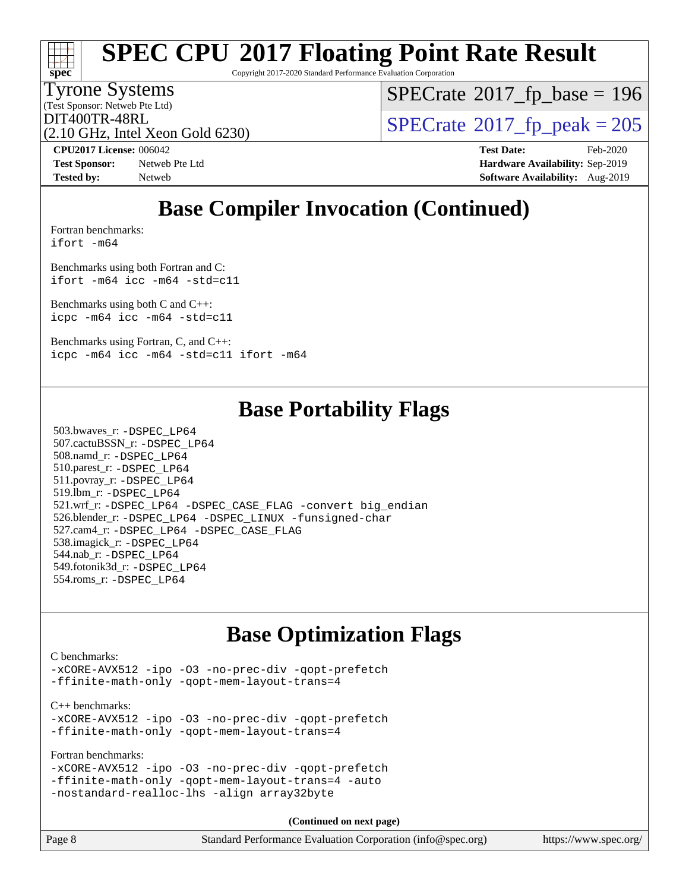# SPEC CPU 2017 Floating Point Rate Result

Copyright 2017-2020 Standard Performance Evaluation Corporation

Tyrone Systems
(Test Sponsor: Netweb Pte Ltd)
DIT400TR-48RL
(2.10 GHz, Intel Xeon Gold 6230)

SPECrate 2017_fp_base = 196
SPECrate 2017_fp_peak = 205

**CPU2017 License:** 006042
**Test Sponsor:** Netweb Pte Ltd
**Tested by:** Netweb

**Test Date:** Feb-2020
**Hardware Availability:** Sep-2019
**Software Availability:** Aug-2019

## Base Compiler Invocation (Continued)

Fortran benchmarks:
```
ifort -m64
```

Benchmarks using both Fortran and C:
```
ifort -m64 icc -m64 -std=c11
```

Benchmarks using both C and C++:
```
icpc -m64 icc -m64 -std=c11
```

Benchmarks using Fortran, C, and C++:
```
icpc -m64 icc -m64 -std=c11 ifort -m64
```

## Base Portability Flags

503.bwaves_r: -DSPEC_LP64
507.cactuBSSN_r: -DSPEC_LP64
508.namd_r: -DSPEC_LP64
510.parest_r: -DSPEC_LP64
511.povray_r: -DSPEC_LP64
519.lbm_r: -DSPEC_LP64
521.wrf_r: -DSPEC_LP64 -DSPEC_CASE_FLAG -convert big_endian
526.blender_r: -DSPEC_LP64 -DSPEC_LINUX -funsigned-char
527.cam4_r: -DSPEC_LP64 -DSPEC_CASE_FLAG
538.imagick_r: -DSPEC_LP64
544.nab_r: -DSPEC_LP64
549.fotonik3d_r: -DSPEC_LP64
554.roms_r: -DSPEC_LP64

## Base Optimization Flags

C benchmarks:
```
-xCORE-AVX512 -ipo -O3 -no-prec-div -qopt-prefetch
-ffinite-math-only -qopt-mem-layout-trans=4
```

C++ benchmarks:
```
-xCORE-AVX512 -ipo -O3 -no-prec-div -qopt-prefetch
-ffinite-math-only -qopt-mem-layout-trans=4
```

Fortran benchmarks:
```
-xCORE-AVX512 -ipo -O3 -no-prec-div -qopt-prefetch
-ffinite-math-only -qopt-mem-layout-trans=4 -auto
-nostandard-realloc-lhs -align array32byte
```

**(Continued on next page)**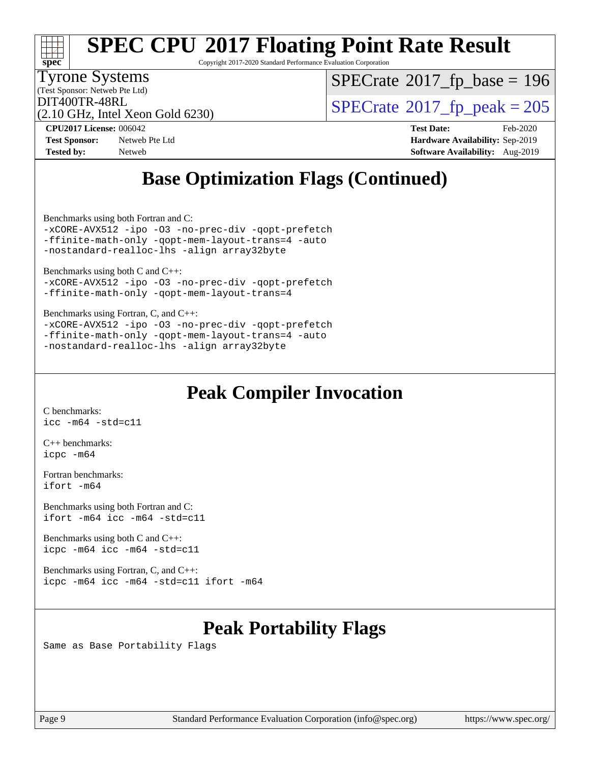# Base Optimization Flags (Continued)

Benchmarks using both Fortran and C:

```
-xCORE-AVX512 -ipo -O3 -no-prec-div -qopt-prefetch
-ffinite-math-only -qopt-mem-layout-trans=4 -auto
-nostandard-realloc-lhs -align array32byte
```

Benchmarks using both C and C++:

```
-xCORE-AVX512 -ipo -O3 -no-prec-div -qopt-prefetch
-ffinite-math-only -qopt-mem-layout-trans=4
```

Benchmarks using Fortran, C, and C++:

```
-xCORE-AVX512 -ipo -O3 -no-prec-div -qopt-prefetch
-ffinite-math-only -qopt-mem-layout-trans=4 -auto
-nostandard-realloc-lhs -align array32byte
```

# Peak Compiler Invocation

C benchmarks:

```
icc -m64 -std=c11
```

C++ benchmarks:

```
icpc -m64
```

Fortran benchmarks:

```
ifort -m64
```

Benchmarks using both Fortran and C:

```
ifort -m64 icc -m64 -std=c11
```

Benchmarks using both C and C++:

```
icpc -m64 icc -m64 -std=c11
```

Benchmarks using Fortran, C, and C++:

```
icpc -m64 icc -m64 -std=c11 ifort -m64
```

# Peak Portability Flags

Same as Base Portability Flags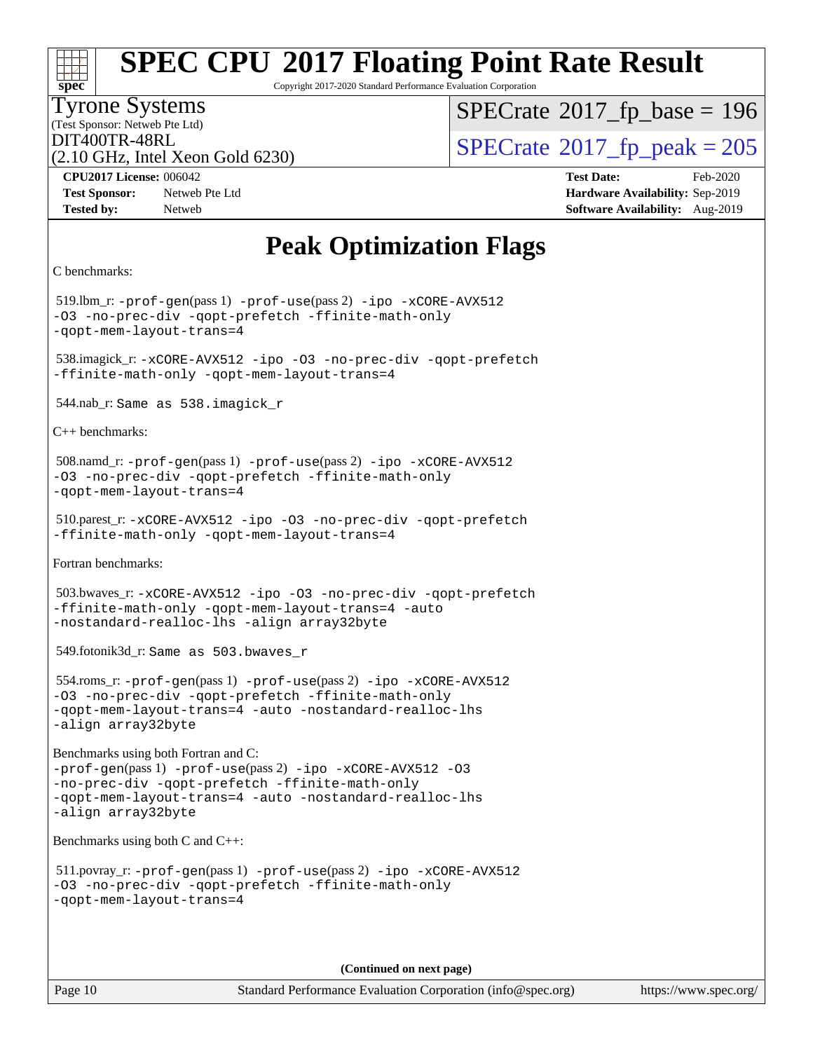# SPEC CPU 2017 Floating Point Rate Result

Copyright 2017-2020 Standard Performance Evaluation Corporation

Tyrone Systems
(Test Sponsor: Netweb Pte Ltd)
DIT400TR-48RL
(2.10 GHz, Intel Xeon Gold 6230)

SPECrate 2017_fp_base = 196
SPECrate 2017_fp_peak = 205

**CPU2017 License:** 006042
**Test Sponsor:** Netweb Pte Ltd
**Tested by:** Netweb

**Test Date:** Feb-2020
**Hardware Availability:** Sep-2019
**Software Availability:** Aug-2019

## Peak Optimization Flags

C benchmarks:

519.lbm_r: `-prof-gen`(pass 1) `-prof-use`(pass 2) `-ipo -xCORE-AVX512 -O3 -no-prec-div -qopt-prefetch -ffinite-math-only -qopt-mem-layout-trans=4`

538.imagick_r: `-xCORE-AVX512 -ipo -O3 -no-prec-div -qopt-prefetch -ffinite-math-only -qopt-mem-layout-trans=4`

544.nab_r: `Same as 538.imagick_r`

C++ benchmarks:

508.namd_r: `-prof-gen`(pass 1) `-prof-use`(pass 2) `-ipo -xCORE-AVX512 -O3 -no-prec-div -qopt-prefetch -ffinite-math-only -qopt-mem-layout-trans=4`

510.parest_r: `-xCORE-AVX512 -ipo -O3 -no-prec-div -qopt-prefetch -ffinite-math-only -qopt-mem-layout-trans=4`

Fortran benchmarks:

503.bwaves_r: `-xCORE-AVX512 -ipo -O3 -no-prec-div -qopt-prefetch -ffinite-math-only -qopt-mem-layout-trans=4 -auto -nostandard-realloc-lhs -align array32byte`

549.fotonik3d_r: `Same as 503.bwaves_r`

554.roms_r: `-prof-gen`(pass 1) `-prof-use`(pass 2) `-ipo -xCORE-AVX512 -O3 -no-prec-div -qopt-prefetch -ffinite-math-only -qopt-mem-layout-trans=4 -auto -nostandard-realloc-lhs -align array32byte`

Benchmarks using both Fortran and C:
`-prof-gen`(pass 1) `-prof-use`(pass 2) `-ipo -xCORE-AVX512 -O3 -no-prec-div -qopt-prefetch -ffinite-math-only -qopt-mem-layout-trans=4 -auto -nostandard-realloc-lhs -align array32byte`

Benchmarks using both C and C++:

511.povray_r: `-prof-gen`(pass 1) `-prof-use`(pass 2) `-ipo -xCORE-AVX512 -O3 -no-prec-div -qopt-prefetch -ffinite-math-only -qopt-mem-layout-trans=4`

**(Continued on next page)**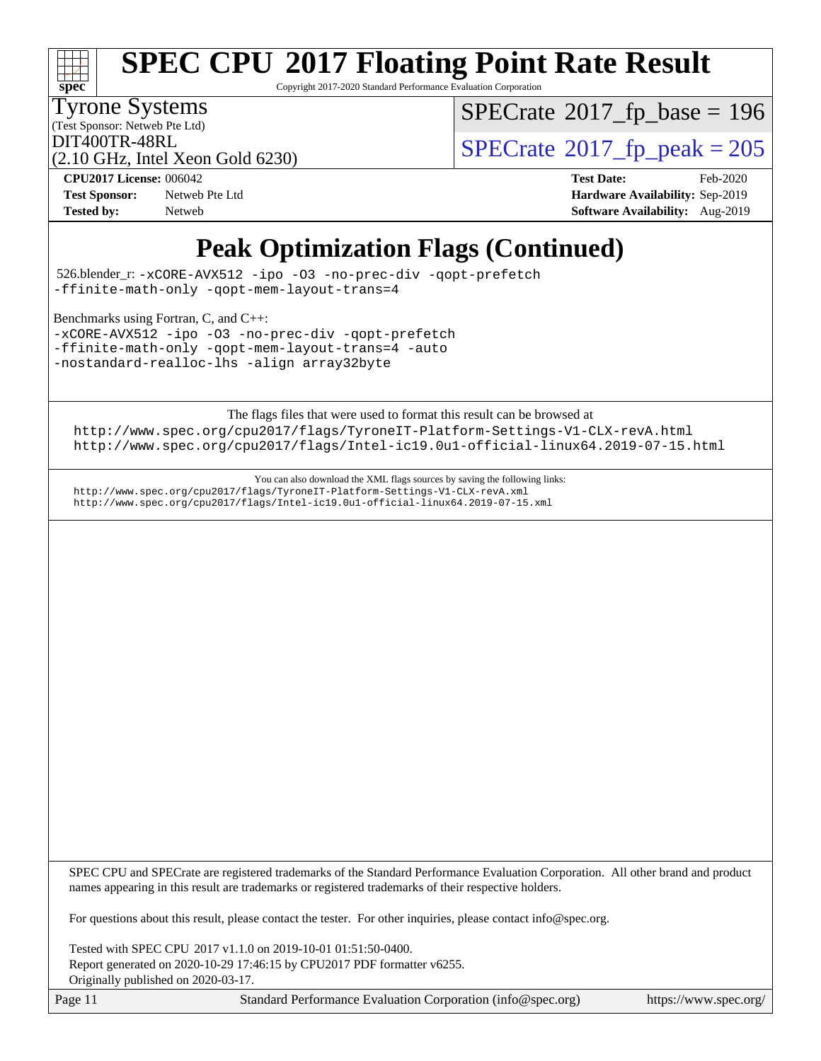# Peak Optimization Flags (Continued)

526.blender_r: -xCORE-AVX512 -ipo -O3 -no-prec-div -qopt-prefetch -ffinite-math-only -qopt-mem-layout-trans=4

Benchmarks using Fortran, C, and C++:
-xCORE-AVX512 -ipo -O3 -no-prec-div -qopt-prefetch -ffinite-math-only -qopt-mem-layout-trans=4 -auto -nostandard-realloc-lhs -align array32byte

The flags files that were used to format this result can be browsed at
http://www.spec.org/cpu2017/flags/TyroneIT-Platform-Settings-V1-CLX-revA.html
http://www.spec.org/cpu2017/flags/Intel-ic19.0u1-official-linux64.2019-07-15.html

You can also download the XML flags sources by saving the following links:
http://www.spec.org/cpu2017/flags/TyroneIT-Platform-Settings-V1-CLX-revA.xml
http://www.spec.org/cpu2017/flags/Intel-ic19.0u1-official-linux64.2019-07-15.xml

SPEC CPU and SPECrate are registered trademarks of the Standard Performance Evaluation Corporation. All other brand and product names appearing in this result are trademarks or registered trademarks of their respective holders.

For questions about this result, please contact the tester. For other inquiries, please contact info@spec.org.

Tested with SPEC CPU 2017 v1.1.0 on 2019-10-01 01:51:50-0400.
Report generated on 2020-10-29 17:46:15 by CPU2017 PDF formatter v6255.
Originally published on 2020-03-17.